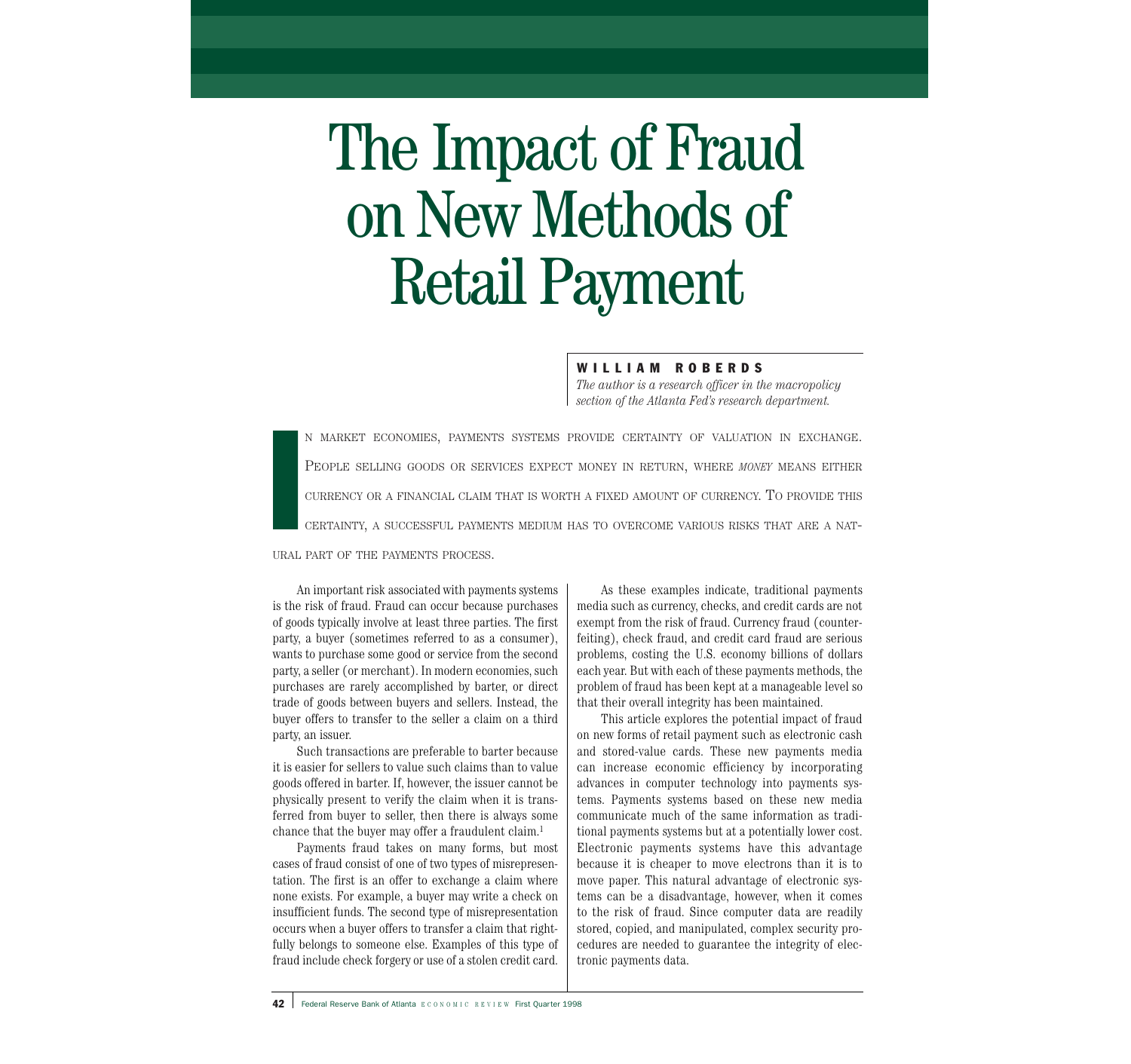# The Impact of Fraud on New Methods of Retail Payment

**WILLIAM ROBERDS**

*The author is a research officer in the macropolicy section of the Atlanta Fed's research department.*

In market economies, payments systems provide certainty of valuation in exchange. People selling goods or services expect money in return, where *money* means either currency or a financial claim that is worth a fixed amount of currency. To provide this certainty, a successful payments medium has to overcome various risks that are a natural part of the payments process.

An important risk associated with payments systems is the risk of fraud. Fraud can occur because purchases of goods typically involve at least three parties. The first party, a buyer (sometimes referred to as a consumer), wants to purchase some good or service from the second party, a seller (or merchant). In modern economies, such purchases are rarely accomplished by barter, or direct trade of goods between buyers and sellers. Instead, the buyer offers to transfer to the seller a claim on a third party, an issuer.

Such transactions are preferable to barter because it is easier for sellers to value such claims than to value goods offered in barter. If, however, the issuer cannot be physically present to verify the claim when it is transferred from buyer to seller, then there is always some chance that the buyer may offer a fraudulent claim.[1]

Payments fraud takes on many forms, but most cases of fraud consist of one of two types of misrepresentation. The first is an offer to exchange a claim where none exists. For example, a buyer may write a check on insufficient funds. The second type of misrepresentation occurs when a buyer offers to transfer a claim that rightfully belongs to someone else. Examples of this type of fraud include check forgery or use of a stolen credit card.

As these examples indicate, traditional payments media such as currency, checks, and credit cards are not exempt from the risk of fraud. Currency fraud (counterfeiting), check fraud, and credit card fraud are serious problems, costing the U.S. economy billions of dollars each year. But with each of these payments methods, the problem of fraud has been kept at a manageable level so that their overall integrity has been maintained.

This article explores the potential impact of fraud on new forms of retail payment such as electronic cash and stored-value cards. These new payments media can increase economic efficiency by incorporating advances in computer technology into payments systems. Payments systems based on these new media communicate much of the same information as traditional payments systems but at a potentially lower cost. Electronic payments systems have this advantage because it is cheaper to move electrons than it is to move paper. This natural advantage of electronic systems can be a disadvantage, however, when it comes to the risk of fraud. Since computer data are readily stored, copied, and manipulated, complex security procedures are needed to guarantee the integrity of electronic payments data.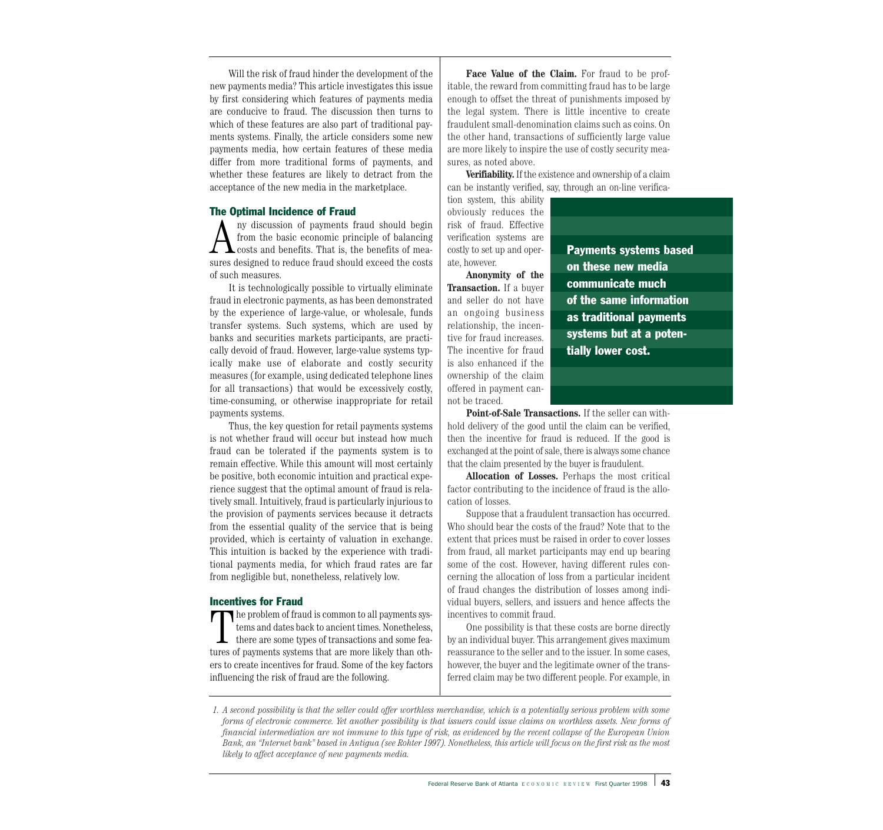Will the risk of fraud hinder the development of the new payments media? This article investigates this issue by first considering which features of payments media are conducive to fraud. The discussion then turns to which of these features are also part of traditional payments systems. Finally, the article considers some new payments media, how certain features of these media differ from more traditional forms of payments, and whether these features are likely to detract from the acceptance of the new media in the marketplace.

## The Optimal Incidence of Fraud

Any discussion of payments fraud should begin from the basic economic principle of balancing costs and benefits. That is, the benefits of measures designed to reduce fraud should exceed the costs of such measures.

It is technologically possible to virtually eliminate fraud in electronic payments, as has been demonstrated by the experience of large-value, or wholesale, funds transfer systems. Such systems, which are used by banks and securities markets participants, are practically devoid of fraud. However, large-value systems typically make use of elaborate and costly security measures (for example, using dedicated telephone lines for all transactions) that would be excessively costly, time-consuming, or otherwise inappropriate for retail payments systems.

Thus, the key question for retail payments systems is not whether fraud will occur but instead how much fraud can be tolerated if the payments system is to remain effective. While this amount will most certainly be positive, both economic intuition and practical experience suggest that the optimal amount of fraud is relatively small. Intuitively, fraud is particularly injurious to the provision of payments services because it detracts from the essential quality of the service that is being provided, which is certainty of valuation in exchange. This intuition is backed by the experience with traditional payments media, for which fraud rates are far from negligible but, nonetheless, relatively low.

## Incentives for Fraud

The problem of fraud is common to all payments systems and dates back to ancient times. Nonetheless, there are some types of transactions and some features of payments systems that are more likely than others to create incentives for fraud. Some of the key factors influencing the risk of fraud are the following.

**Face Value of the Claim.** For fraud to be profitable, the reward from committing fraud has to be large enough to offset the threat of punishments imposed by the legal system. There is little incentive to create fraudulent small-denomination claims such as coins. On the other hand, transactions of sufficiently large value are more likely to inspire the use of costly security measures, as noted above.

**Verifiability.** If the existence and ownership of a claim can be instantly verified, say, through an on-line verification system, this ability obviously reduces the risk of fraud. Effective verification systems are costly to set up and operate, however.

**Payments systems based on these new media communicate much of the same information as traditional payments systems but at a potentially lower cost.**

**Anonymity of the Transaction.** If a buyer and seller do not have an ongoing business relationship, the incentive for fraud increases. The incentive for fraud is also enhanced if the ownership of the claim offered in payment cannot be traced.

**Point-of-Sale Transactions.** If the seller can withhold delivery of the good until the claim can be verified, then the incentive for fraud is reduced. If the good is exchanged at the point of sale, there is always some chance that the claim presented by the buyer is fraudulent.

**Allocation of Losses.** Perhaps the most critical factor contributing to the incidence of fraud is the allocation of losses.

Suppose that a fraudulent transaction has occurred. Who should bear the costs of the fraud? Note that to the extent that prices must be raised in order to cover losses from fraud, all market participants may end up bearing some of the cost. However, having different rules concerning the allocation of loss from a particular incident of fraud changes the distribution of losses among individual buyers, sellers, and issuers and hence affects the incentives to commit fraud.

One possibility is that these costs are borne directly by an individual buyer. This arrangement gives maximum reassurance to the seller and to the issuer. In some cases, however, the buyer and the legitimate owner of the transferred claim may be two different people. For example, in

---

*1. A second possibility is that the seller could offer worthless merchandise, which is a potentially serious problem with some forms of electronic commerce. Yet another possibility is that issuers could issue claims on worthless assets. New forms of financial intermediation are not immune to this type of risk, as evidenced by the recent collapse of the European Union Bank, an "Internet bank" based in Antigua (see Rohter 1997). Nonetheless, this article will focus on the first risk as the most likely to affect acceptance of new payments media.*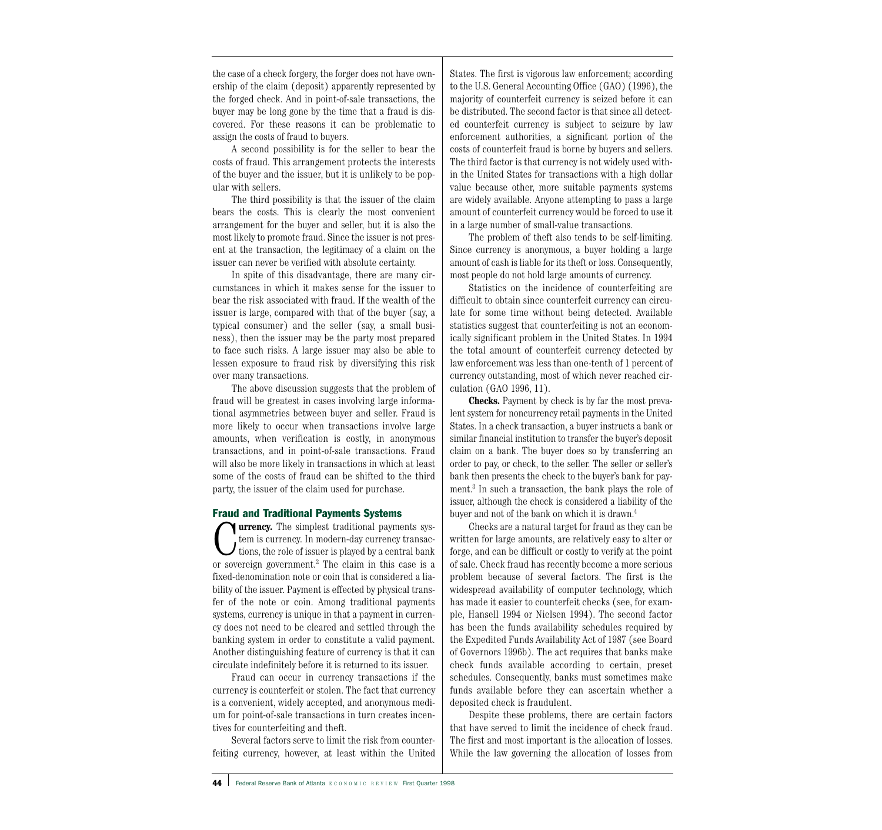the case of a check forgery, the forger does not have ownership of the claim (deposit) apparently represented by the forged check. And in point-of-sale transactions, the buyer may be long gone by the time that a fraud is discovered. For these reasons it can be problematic to assign the costs of fraud to buyers.

A second possibility is for the seller to bear the costs of fraud. This arrangement protects the interests of the buyer and the issuer, but it is unlikely to be popular with sellers.

The third possibility is that the issuer of the claim bears the costs. This is clearly the most convenient arrangement for the buyer and seller, but it is also the most likely to promote fraud. Since the issuer is not present at the transaction, the legitimacy of a claim on the issuer can never be verified with absolute certainty.

In spite of this disadvantage, there are many circumstances in which it makes sense for the issuer to bear the risk associated with fraud. If the wealth of the issuer is large, compared with that of the buyer (say, a typical consumer) and the seller (say, a small business), then the issuer may be the party most prepared to face such risks. A large issuer may also be able to lessen exposure to fraud risk by diversifying this risk over many transactions.

The above discussion suggests that the problem of fraud will be greatest in cases involving large informational asymmetries between buyer and seller. Fraud is more likely to occur when transactions involve large amounts, when verification is costly, in anonymous transactions, and in point-of-sale transactions. Fraud will also be more likely in transactions in which at least some of the costs of fraud can be shifted to the third party, the issuer of the claim used for purchase.

## Fraud and Traditional Payments Systems

**Currency.** The simplest traditional payments system is currency. In modern-day currency transactions, the role of issuer is played by a central bank or sovereign government.[2] The claim in this case is a fixed-denomination note or coin that is considered a liability of the issuer. Payment is effected by physical transfer of the note or coin. Among traditional payments systems, currency is unique in that a payment in currency does not need to be cleared and settled through the banking system in order to constitute a valid payment. Another distinguishing feature of currency is that it can circulate indefinitely before it is returned to its issuer.

Fraud can occur in currency transactions if the currency is counterfeit or stolen. The fact that currency is a convenient, widely accepted, and anonymous medium for point-of-sale transactions in turn creates incentives for counterfeiting and theft.

Several factors serve to limit the risk from counterfeiting currency, however, at least within the United States. The first is vigorous law enforcement; according to the U.S. General Accounting Office (GAO) (1996), the majority of counterfeit currency is seized before it can be distributed. The second factor is that since all detected counterfeit currency is subject to seizure by law enforcement authorities, a significant portion of the costs of counterfeit fraud is borne by buyers and sellers. The third factor is that currency is not widely used within the United States for transactions with a high dollar value because other, more suitable payments systems are widely available. Anyone attempting to pass a large amount of counterfeit currency would be forced to use it in a large number of small-value transactions.

The problem of theft also tends to be self-limiting. Since currency is anonymous, a buyer holding a large amount of cash is liable for its theft or loss. Consequently, most people do not hold large amounts of currency.

Statistics on the incidence of counterfeiting are difficult to obtain since counterfeit currency can circulate for some time without being detected. Available statistics suggest that counterfeiting is not an economically significant problem in the United States. In 1994 the total amount of counterfeit currency detected by law enforcement was less than one-tenth of 1 percent of currency outstanding, most of which never reached circulation (GAO 1996, 11).

**Checks.** Payment by check is by far the most prevalent system for noncurrency retail payments in the United States. In a check transaction, a buyer instructs a bank or similar financial institution to transfer the buyer's deposit claim on a bank. The buyer does so by transferring an order to pay, or check, to the seller. The seller or seller's bank then presents the check to the buyer's bank for payment.[3] In such a transaction, the bank plays the role of issuer, although the check is considered a liability of the buyer and not of the bank on which it is drawn.[4]

Checks are a natural target for fraud as they can be written for large amounts, are relatively easy to alter or forge, and can be difficult or costly to verify at the point of sale. Check fraud has recently become a more serious problem because of several factors. The first is the widespread availability of computer technology, which has made it easier to counterfeit checks (see, for example, Hansell 1994 or Nielsen 1994). The second factor has been the funds availability schedules required by the Expedited Funds Availability Act of 1987 (see Board of Governors 1996b). The act requires that banks make check funds available according to certain, preset schedules. Consequently, banks must sometimes make funds available before they can ascertain whether a deposited check is fraudulent.

Despite these problems, there are certain factors that have served to limit the incidence of check fraud. The first and most important is the allocation of losses. While the law governing the allocation of losses from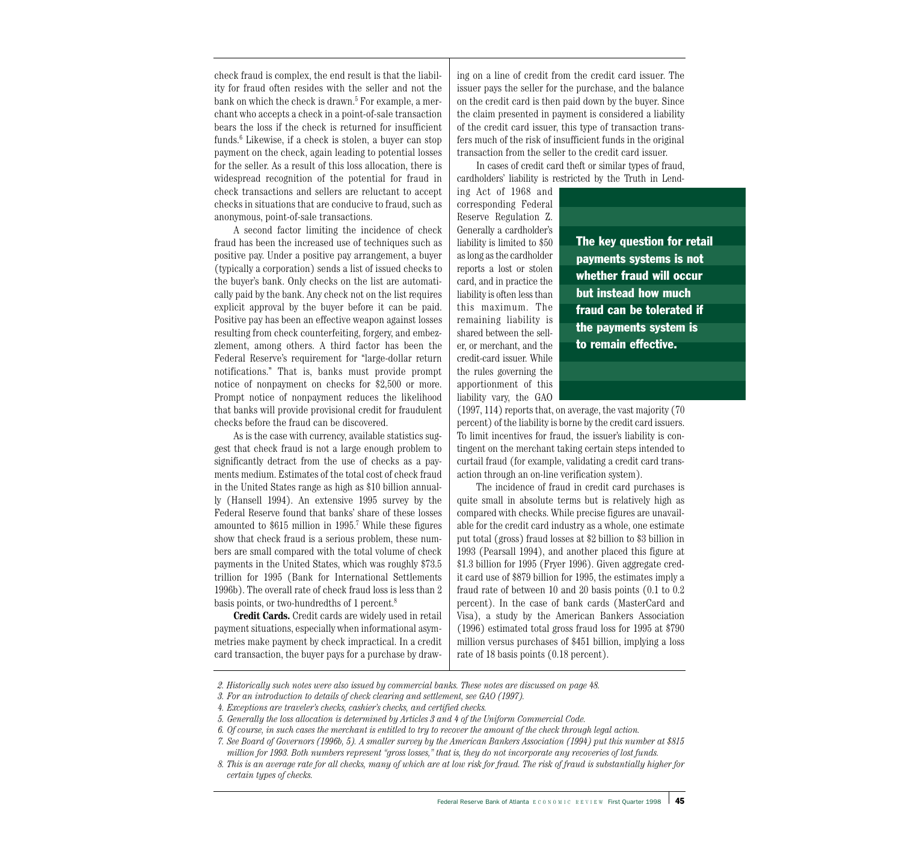check fraud is complex, the end result is that the liability for fraud often resides with the seller and not the bank on which the check is drawn.[5] For example, a merchant who accepts a check in a point-of-sale transaction bears the loss if the check is returned for insufficient funds.[6] Likewise, if a check is stolen, a buyer can stop payment on the check, again leading to potential losses for the seller. As a result of this loss allocation, there is widespread recognition of the potential for fraud in check transactions and sellers are reluctant to accept checks in situations that are conducive to fraud, such as anonymous, point-of-sale transactions.

A second factor limiting the incidence of check fraud has been the increased use of techniques such as positive pay. Under a positive pay arrangement, a buyer (typically a corporation) sends a list of issued checks to the buyer's bank. Only checks on the list are automatically paid by the bank. Any check not on the list requires explicit approval by the buyer before it can be paid. Positive pay has been an effective weapon against losses resulting from check counterfeiting, forgery, and embezzlement, among others. A third factor has been the Federal Reserve's requirement for "large-dollar return notifications." That is, banks must provide prompt notice of nonpayment on checks for $2,500 or more. Prompt notice of nonpayment reduces the likelihood that banks will provide provisional credit for fraudulent checks before the fraud can be discovered.

As is the case with currency, available statistics suggest that check fraud is not a large enough problem to significantly detract from the use of checks as a payments medium. Estimates of the total cost of check fraud in the United States range as high as $10 billion annually (Hansell 1994). An extensive 1995 survey by the Federal Reserve found that banks' share of these losses amounted to $615 million in 1995.[7] While these figures show that check fraud is a serious problem, these numbers are small compared with the total volume of check payments in the United States, which was roughly $73.5 trillion for 1995 (Bank for International Settlements 1996b). The overall rate of check fraud loss is less than 2 basis points, or two-hundredths of 1 percent.[8]

**Credit Cards.** Credit cards are widely used in retail payment situations, especially when informational asymmetries make payment by check impractical. In a credit card transaction, the buyer pays for a purchase by drawing on a line of credit from the credit card issuer. The issuer pays the seller for the purchase, and the balance on the credit card is then paid down by the buyer. Since the claim presented in payment is considered a liability of the credit card issuer, this type of transaction transfers much of the risk of insufficient funds in the original transaction from the seller to the credit card issuer.

In cases of credit card theft or similar types of fraud, cardholders' liability is restricted by the Truth in Lending Act of 1968 and corresponding Federal Reserve Regulation Z. Generally a cardholder's liability is limited to $50 as long as the cardholder reports a lost or stolen card, and in practice the liability is often less than this maximum. The remaining liability is shared between the seller, or merchant, and the credit-card issuer. While the rules governing the apportionment of this liability vary, the GAO (1997, 114) reports that, on average, the vast majority (70 percent) of the liability is borne by the credit card issuers. To limit incentives for fraud, the issuer's liability is contingent on the merchant taking certain steps intended to curtail fraud (for example, validating a credit card transaction through an on-line verification system).

**The key question for retail payments systems is not whether fraud will occur but instead how much fraud can be tolerated if the payments system is to remain effective.**

The incidence of fraud in credit card purchases is quite small in absolute terms but is relatively high as compared with checks. While precise figures are unavailable for the credit card industry as a whole, one estimate put total (gross) fraud losses at $2 billion to $3 billion in 1993 (Pearsall 1994), and another placed this figure at $1.3 billion for 1995 (Fryer 1996). Given aggregate credit card use of $879 billion for 1995, the estimates imply a fraud rate of between 10 and 20 basis points (0.1 to 0.2 percent). In the case of bank cards (MasterCard and Visa), a study by the American Bankers Association (1996) estimated total gross fraud loss for 1995 at $790 million versus purchases of $451 billion, implying a loss rate of 18 basis points (0.18 percent).

---

*2. Historically such notes were also issued by commercial banks. These notes are discussed on page 48.*

*3. For an introduction to details of check clearing and settlement, see GAO (1997).*

*4. Exceptions are traveler's checks, cashier's checks, and certified checks.*

*5. Generally the loss allocation is determined by Articles 3 and 4 of the Uniform Commercial Code.*

*6. Of course, in such cases the merchant is entitled to try to recover the amount of the check through legal action.*

*7. See Board of Governors (1996b, 5). A smaller survey by the American Bankers Association (1994) put this number at $815 million for 1993. Both numbers represent "gross losses," that is, they do not incorporate any recoveries of lost funds.*

*8. This is an average rate for all checks, many of which are at low risk for fraud. The risk of fraud is substantially higher for certain types of checks.*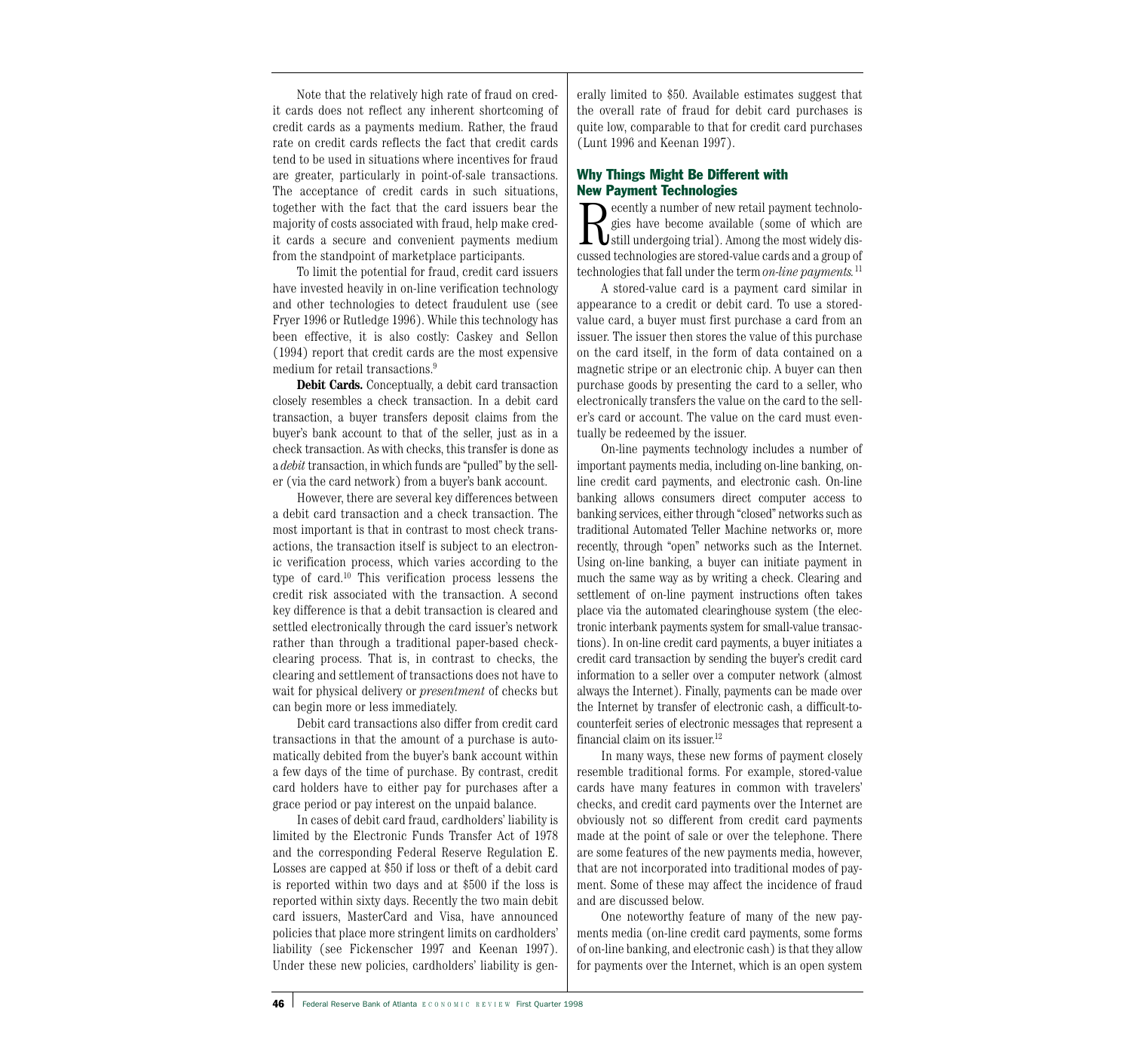Note that the relatively high rate of fraud on credit cards does not reflect any inherent shortcoming of credit cards as a payments medium. Rather, the fraud rate on credit cards reflects the fact that credit cards tend to be used in situations where incentives for fraud are greater, particularly in point-of-sale transactions. The acceptance of credit cards in such situations, together with the fact that the card issuers bear the majority of costs associated with fraud, help make credit cards a secure and convenient payments medium from the standpoint of marketplace participants.

To limit the potential for fraud, credit card issuers have invested heavily in on-line verification technology and other technologies to detect fraudulent use (see Fryer 1996 or Rutledge 1996). While this technology has been effective, it is also costly: Caskey and Sellon (1994) report that credit cards are the most expensive medium for retail transactions.[9]

**Debit Cards.** Conceptually, a debit card transaction closely resembles a check transaction. In a debit card transaction, a buyer transfers deposit claims from the buyer's bank account to that of the seller, just as in a check transaction. As with checks, this transfer is done as a *debit* transaction, in which funds are "pulled" by the seller (via the card network) from a buyer's bank account.

However, there are several key differences between a debit card transaction and a check transaction. The most important is that in contrast to most check transactions, the transaction itself is subject to an electronic verification process, which varies according to the type of card.[10] This verification process lessens the credit risk associated with the transaction. A second key difference is that a debit transaction is cleared and settled electronically through the card issuer's network rather than through a traditional paper-based check-clearing process. That is, in contrast to checks, the clearing and settlement of transactions does not have to wait for physical delivery or *presentment* of checks but can begin more or less immediately.

Debit card transactions also differ from credit card transactions in that the amount of a purchase is automatically debited from the buyer's bank account within a few days of the time of purchase. By contrast, credit card holders have to either pay for purchases after a grace period or pay interest on the unpaid balance.

In cases of debit card fraud, cardholders' liability is limited by the Electronic Funds Transfer Act of 1978 and the corresponding Federal Reserve Regulation E. Losses are capped at $50 if loss or theft of a debit card is reported within two days and at $500 if the loss is reported within sixty days. Recently the two main debit card issuers, MasterCard and Visa, have announced policies that place more stringent limits on cardholders' liability (see Fickenscher 1997 and Keenan 1997). Under these new policies, cardholders' liability is generally limited to $50. Available estimates suggest that the overall rate of fraud for debit card purchases is quite low, comparable to that for credit card purchases (Lunt 1996 and Keenan 1997).

## Why Things Might Be Different with New Payment Technologies

Recently a number of new retail payment technologies have become available (some of which are still undergoing trial). Among the most widely discussed technologies are stored-value cards and a group of technologies that fall under the term *on-line payments*.[11]

A stored-value card is a payment card similar in appearance to a credit or debit card. To use a stored-value card, a buyer must first purchase a card from an issuer. The issuer then stores the value of this purchase on the card itself, in the form of data contained on a magnetic stripe or an electronic chip. A buyer can then purchase goods by presenting the card to a seller, who electronically transfers the value on the card to the seller's card or account. The value on the card must eventually be redeemed by the issuer.

On-line payments technology includes a number of important payments media, including on-line banking, on-line credit card payments, and electronic cash. On-line banking allows consumers direct computer access to banking services, either through "closed" networks such as traditional Automated Teller Machine networks or, more recently, through "open" networks such as the Internet. Using on-line banking, a buyer can initiate payment in much the same way as by writing a check. Clearing and settlement of on-line payment instructions often takes place via the automated clearinghouse system (the electronic interbank payments system for small-value transactions). In on-line credit card payments, a buyer initiates a credit card transaction by sending the buyer's credit card information to a seller over a computer network (almost always the Internet). Finally, payments can be made over the Internet by transfer of electronic cash, a difficult-to-counterfeit series of electronic messages that represent a financial claim on its issuer.[12]

In many ways, these new forms of payment closely resemble traditional forms. For example, stored-value cards have many features in common with travelers' checks, and credit card payments over the Internet are obviously not so different from credit card payments made at the point of sale or over the telephone. There are some features of the new payments media, however, that are not incorporated into traditional modes of payment. Some of these may affect the incidence of fraud and are discussed below.

One noteworthy feature of many of the new payments media (on-line credit card payments, some forms of on-line banking, and electronic cash) is that they allow for payments over the Internet, which is an open system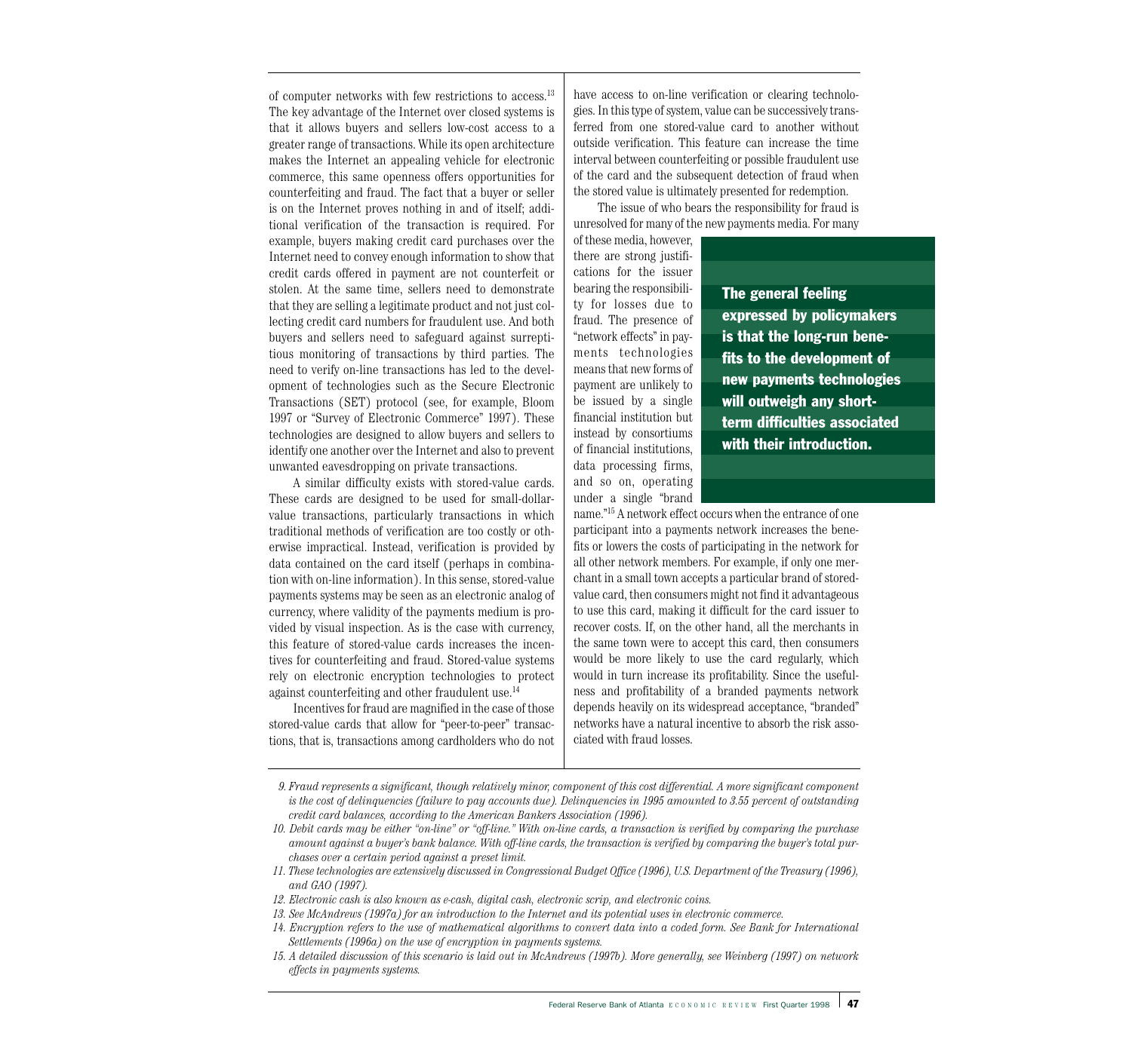of computer networks with few restrictions to access.[13] The key advantage of the Internet over closed systems is that it allows buyers and sellers low-cost access to a greater range of transactions. While its open architecture makes the Internet an appealing vehicle for electronic commerce, this same openness offers opportunities for counterfeiting and fraud. The fact that a buyer or seller is on the Internet proves nothing in and of itself; additional verification of the transaction is required. For example, buyers making credit card purchases over the Internet need to convey enough information to show that credit cards offered in payment are not counterfeit or stolen. At the same time, sellers need to demonstrate that they are selling a legitimate product and not just collecting credit card numbers for fraudulent use. And both buyers and sellers need to safeguard against surreptitious monitoring of transactions by third parties. The need to verify on-line transactions has led to the development of technologies such as the Secure Electronic Transactions (SET) protocol (see, for example, Bloom 1997 or "Survey of Electronic Commerce" 1997). These technologies are designed to allow buyers and sellers to identify one another over the Internet and also to prevent unwanted eavesdropping on private transactions.

A similar difficulty exists with stored-value cards. These cards are designed to be used for small-dollar-value transactions, particularly transactions in which traditional methods of verification are too costly or otherwise impractical. Instead, verification is provided by data contained on the card itself (perhaps in combination with on-line information). In this sense, stored-value payments systems may be seen as an electronic analog of currency, where validity of the payments medium is provided by visual inspection. As is the case with currency, this feature of stored-value cards increases the incentives for counterfeiting and fraud. Stored-value systems rely on electronic encryption technologies to protect against counterfeiting and other fraudulent use.[14]

Incentives for fraud are magnified in the case of those stored-value cards that allow for "peer-to-peer" transactions, that is, transactions among cardholders who do not have access to on-line verification or clearing technologies. In this type of system, value can be successively transferred from one stored-value card to another without outside verification. This feature can increase the time interval between counterfeiting or possible fraudulent use of the card and the subsequent detection of fraud when the stored value is ultimately presented for redemption.

The issue of who bears the responsibility for fraud is unresolved for many of the new payments media. For many of these media, however, there are strong justifications for the issuer bearing the responsibility for losses due to fraud. The presence of "network effects" in payments technologies means that new forms of payment are unlikely to be issued by a single financial institution but instead by consortiums of financial institutions, data processing firms, and so on, operating under a single "brand name."[15] A network effect occurs when the entrance of one participant into a payments network increases the benefits or lowers the costs of participating in the network for all other network members. For example, if only one merchant in a small town accepts a particular brand of stored-value card, then consumers might not find it advantageous to use this card, making it difficult for the card issuer to recover costs. If, on the other hand, all the merchants in the same town were to accept this card, then consumers would be more likely to use the card regularly, which would in turn increase its profitability. Since the usefulness and profitability of a branded payments network depends heavily on its widespread acceptance, "branded" networks have a natural incentive to absorb the risk associated with fraud losses.

**The general feeling expressed by policymakers is that the long-run benefits to the development of new payments technologies will outweigh any short-term difficulties associated with their introduction.**

---

*9. Fraud represents a significant, though relatively minor, component of this cost differential. A more significant component is the cost of delinquencies (failure to pay accounts due). Delinquencies in 1995 amounted to 3.55 percent of outstanding credit card balances, according to the American Bankers Association (1996).*

*10. Debit cards may be either "on-line" or "off-line." With on-line cards, a transaction is verified by comparing the purchase amount against a buyer's bank balance. With off-line cards, the transaction is verified by comparing the buyer's total purchases over a certain period against a preset limit.*

*11. These technologies are extensively discussed in Congressional Budget Office (1996), U.S. Department of the Treasury (1996), and GAO (1997).*

*12. Electronic cash is also known as e-cash, digital cash, electronic scrip, and electronic coins.*

*13. See McAndrews (1997a) for an introduction to the Internet and its potential uses in electronic commerce.*

*14. Encryption refers to the use of mathematical algorithms to convert data into a coded form. See Bank for International Settlements (1996a) on the use of encryption in payments systems.*

*15. A detailed discussion of this scenario is laid out in McAndrews (1997b). More generally, see Weinberg (1997) on network effects in payments systems.*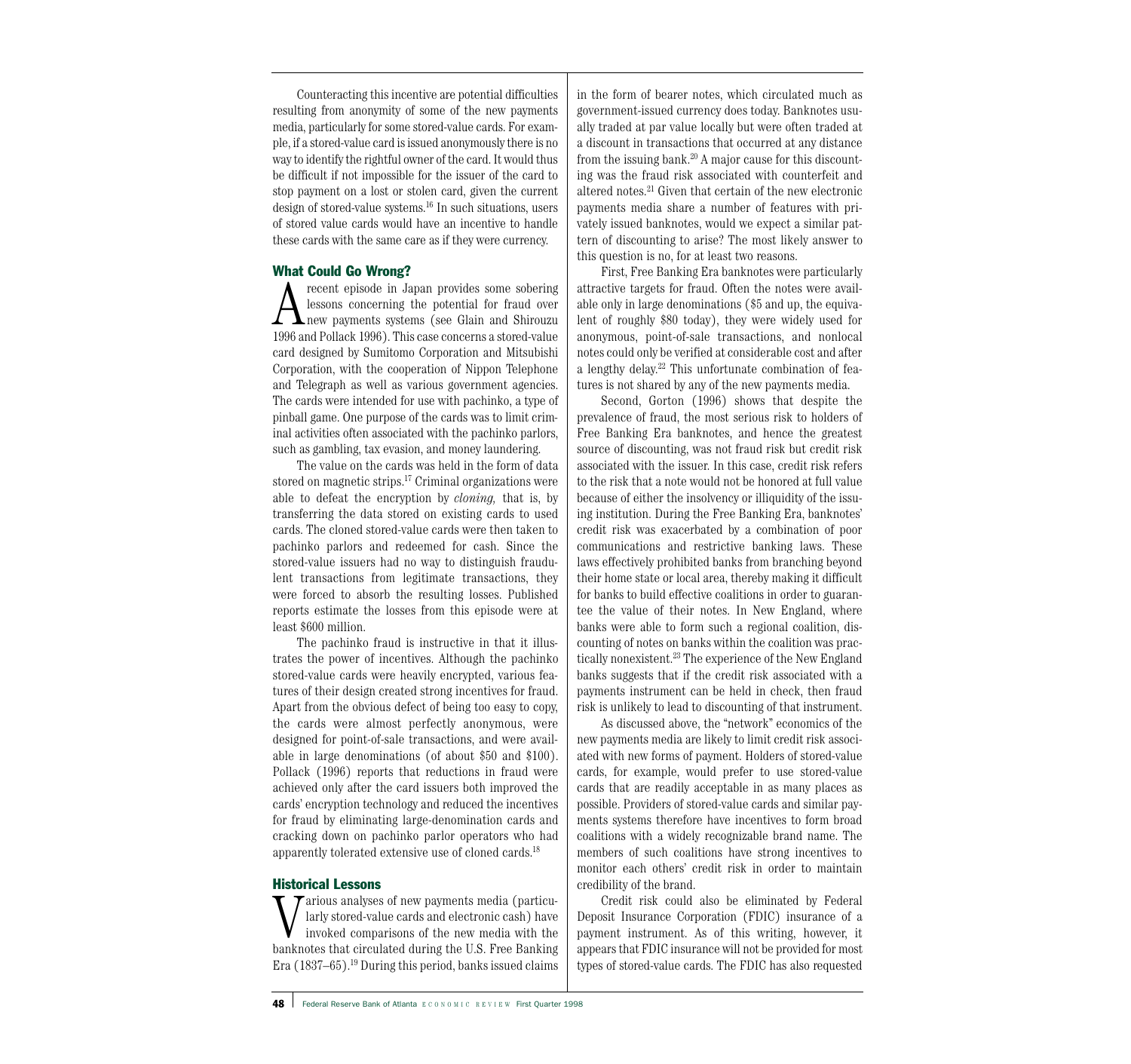Counteracting this incentive are potential difficulties resulting from anonymity of some of the new payments media, particularly for some stored-value cards. For example, if a stored-value card is issued anonymously there is no way to identify the rightful owner of the card. It would thus be difficult if not impossible for the issuer of the card to stop payment on a lost or stolen card, given the current design of stored-value systems.[16] In such situations, users of stored value cards would have an incentive to handle these cards with the same care as if they were currency.

## What Could Go Wrong?

A recent episode in Japan provides some sobering lessons concerning the potential for fraud over new payments systems (see Glain and Shirouzu 1996 and Pollack 1996). This case concerns a stored-value card designed by Sumitomo Corporation and Mitsubishi Corporation, with the cooperation of Nippon Telephone and Telegraph as well as various government agencies. The cards were intended for use with pachinko, a type of pinball game. One purpose of the cards was to limit criminal activities often associated with the pachinko parlors, such as gambling, tax evasion, and money laundering.

The value on the cards was held in the form of data stored on magnetic strips.[17] Criminal organizations were able to defeat the encryption by *cloning,* that is, by transferring the data stored on existing cards to used cards. The cloned stored-value cards were then taken to pachinko parlors and redeemed for cash. Since the stored-value issuers had no way to distinguish fraudulent transactions from legitimate transactions, they were forced to absorb the resulting losses. Published reports estimate the losses from this episode were at least $600 million.

The pachinko fraud is instructive in that it illustrates the power of incentives. Although the pachinko stored-value cards were heavily encrypted, various features of their design created strong incentives for fraud. Apart from the obvious defect of being too easy to copy, the cards were almost perfectly anonymous, were designed for point-of-sale transactions, and were available in large denominations (of about $50 and $100). Pollack (1996) reports that reductions in fraud were achieved only after the card issuers both improved the cards' encryption technology and reduced the incentives for fraud by eliminating large-denomination cards and cracking down on pachinko parlor operators who had apparently tolerated extensive use of cloned cards.[18]

## Historical Lessons

Various analyses of new payments media (particularly stored-value cards and electronic cash) have invoked comparisons of the new media with the banknotes that circulated during the U.S. Free Banking Era (1837–65).[19] During this period, banks issued claims in the form of bearer notes, which circulated much as government-issued currency does today. Banknotes usually traded at par value locally but were often traded at a discount in transactions that occurred at any distance from the issuing bank.[20] A major cause for this discounting was the fraud risk associated with counterfeit and altered notes.[21] Given that certain of the new electronic payments media share a number of features with privately issued banknotes, would we expect a similar pattern of discounting to arise? The most likely answer to this question is no, for at least two reasons.

First, Free Banking Era banknotes were particularly attractive targets for fraud. Often the notes were available only in large denominations ($5 and up, the equivalent of roughly $80 today), they were widely used for anonymous, point-of-sale transactions, and nonlocal notes could only be verified at considerable cost and after a lengthy delay.[22] This unfortunate combination of features is not shared by any of the new payments media.

Second, Gorton (1996) shows that despite the prevalence of fraud, the most serious risk to holders of Free Banking Era banknotes, and hence the greatest source of discounting, was not fraud risk but credit risk associated with the issuer. In this case, credit risk refers to the risk that a note would not be honored at full value because of either the insolvency or illiquidity of the issuing institution. During the Free Banking Era, banknotes' credit risk was exacerbated by a combination of poor communications and restrictive banking laws. These laws effectively prohibited banks from branching beyond their home state or local area, thereby making it difficult for banks to build effective coalitions in order to guarantee the value of their notes. In New England, where banks were able to form such a regional coalition, discounting of notes on banks within the coalition was practically nonexistent.[23] The experience of the New England banks suggests that if the credit risk associated with a payments instrument can be held in check, then fraud risk is unlikely to lead to discounting of that instrument.

As discussed above, the "network" economics of the new payments media are likely to limit credit risk associated with new forms of payment. Holders of stored-value cards, for example, would prefer to use stored-value cards that are readily acceptable in as many places as possible. Providers of stored-value cards and similar payments systems therefore have incentives to form broad coalitions with a widely recognizable brand name. The members of such coalitions have strong incentives to monitor each others' credit risk in order to maintain credibility of the brand.

Credit risk could also be eliminated by Federal Deposit Insurance Corporation (FDIC) insurance of a payment instrument. As of this writing, however, it appears that FDIC insurance will not be provided for most types of stored-value cards. The FDIC has also requested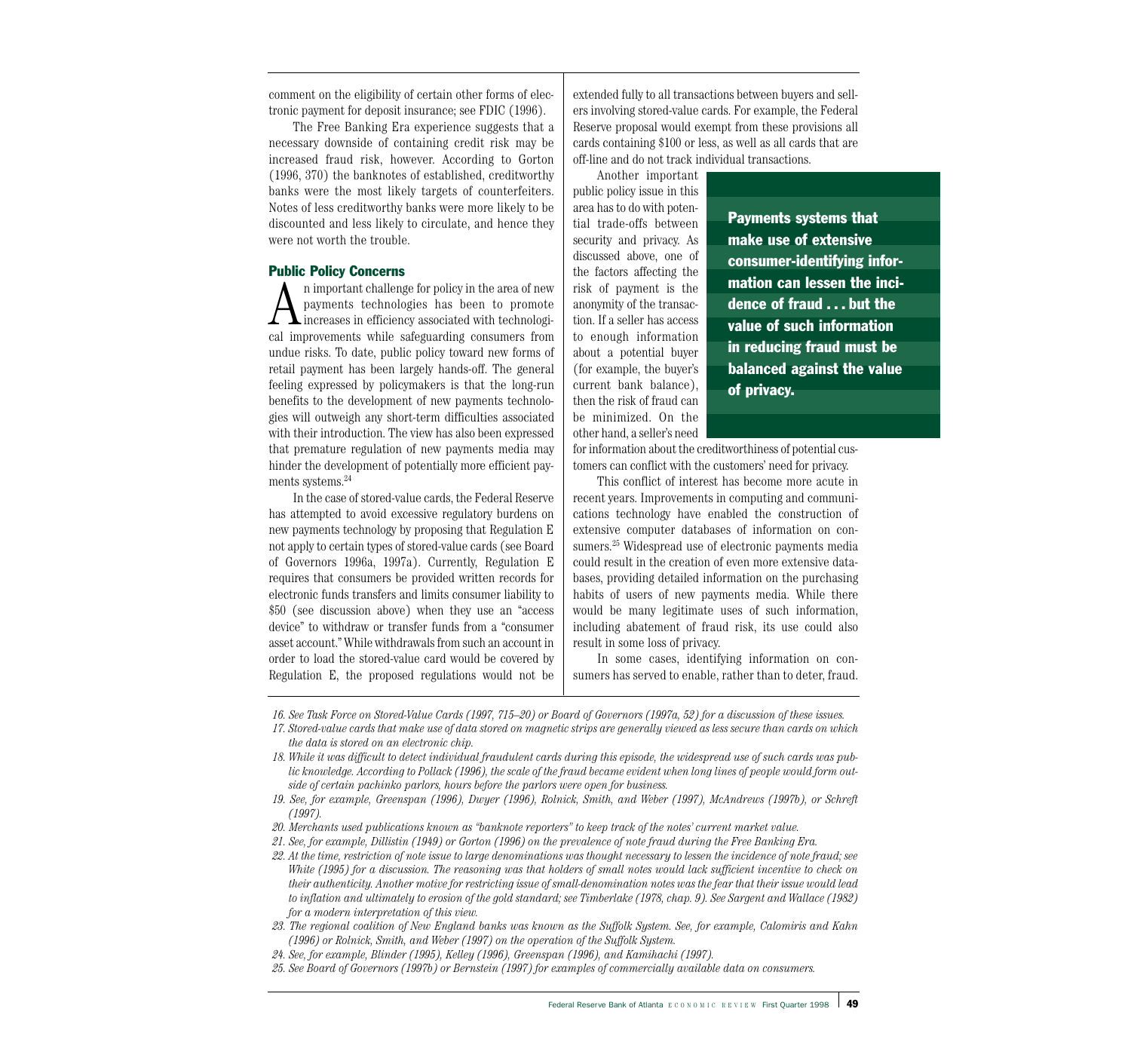comment on the eligibility of certain other forms of electronic payment for deposit insurance; see FDIC (1996).

The Free Banking Era experience suggests that a necessary downside of containing credit risk may be increased fraud risk, however. According to Gorton (1996, 370) the banknotes of established, creditworthy banks were the most likely targets of counterfeiters. Notes of less creditworthy banks were more likely to be discounted and less likely to circulate, and hence they were not worth the trouble.

## Public Policy Concerns

An important challenge for policy in the area of new payments technologies has been to promote increases in efficiency associated with technological improvements while safeguarding consumers from undue risks. To date, public policy toward new forms of retail payment has been largely hands-off. The general feeling expressed by policymakers is that the long-run benefits to the development of new payments technologies will outweigh any short-term difficulties associated with their introduction. The view has also been expressed that premature regulation of new payments media may hinder the development of potentially more efficient payments systems.[24]

In the case of stored-value cards, the Federal Reserve has attempted to avoid excessive regulatory burdens on new payments technology by proposing that Regulation E not apply to certain types of stored-value cards (see Board of Governors 1996a, 1997a). Currently, Regulation E requires that consumers be provided written records for electronic funds transfers and limits consumer liability to \$50 (see discussion above) when they use an "access device" to withdraw or transfer funds from a "consumer asset account." While withdrawals from such an account in order to load the stored-value card would be covered by Regulation E, the proposed regulations would not be extended fully to all transactions between buyers and sellers involving stored-value cards. For example, the Federal Reserve proposal would exempt from these provisions all cards containing \$100 or less, as well as all cards that are off-line and do not track individual transactions.

Another important public policy issue in this area has to do with potential trade-offs between security and privacy. As discussed above, one of the factors affecting the risk of payment is the anonymity of the transaction. If a seller has access to enough information about a potential buyer (for example, the buyer's current bank balance), then the risk of fraud can be minimized. On the other hand, a seller's need for information about the creditworthiness of potential customers can conflict with the customers' need for privacy.

**Payments systems that make use of extensive consumer-identifying information can lessen the incidence of fraud . . . but the value of such information in reducing fraud must be balanced against the value of privacy.**

This conflict of interest has become more acute in recent years. Improvements in computing and communications technology have enabled the construction of extensive computer databases of information on consumers.[25] Widespread use of electronic payments media could result in the creation of even more extensive databases, providing detailed information on the purchasing habits of users of new payments media. While there would be many legitimate uses of such information, including abatement of fraud risk, its use could also result in some loss of privacy.

In some cases, identifying information on consumers has served to enable, rather than to deter, fraud.

---

*16. See Task Force on Stored-Value Cards (1997, 715–20) or Board of Governors (1997a, 52) for a discussion of these issues.*

*17. Stored-value cards that make use of data stored on magnetic strips are generally viewed as less secure than cards on which the data is stored on an electronic chip.*

*18. While it was difficult to detect individual fraudulent cards during this episode, the widespread use of such cards was public knowledge. According to Pollack (1996), the scale of the fraud became evident when long lines of people would form outside of certain pachinko parlors, hours before the parlors were open for business.*

*19. See, for example, Greenspan (1996), Dwyer (1996), Rolnick, Smith, and Weber (1997), McAndrews (1997b), or Schreft (1997).*

*20. Merchants used publications known as "banknote reporters" to keep track of the notes' current market value.*

*21. See, for example, Dillistin (1949) or Gorton (1996) on the prevalence of note fraud during the Free Banking Era.*

*22. At the time, restriction of note issue to large denominations was thought necessary to lessen the incidence of note fraud; see White (1995) for a discussion. The reasoning was that holders of small notes would lack sufficient incentive to check on their authenticity. Another motive for restricting issue of small-denomination notes was the fear that their issue would lead to inflation and ultimately to erosion of the gold standard; see Timberlake (1978, chap. 9). See Sargent and Wallace (1982) for a modern interpretation of this view.*

*23. The regional coalition of New England banks was known as the Suffolk System. See, for example, Calomiris and Kahn (1996) or Rolnick, Smith, and Weber (1997) on the operation of the Suffolk System.*

*24. See, for example, Blinder (1995), Kelley (1996), Greenspan (1996), and Kamihachi (1997).*

*25. See Board of Governors (1997b) or Bernstein (1997) for examples of commercially available data on consumers.*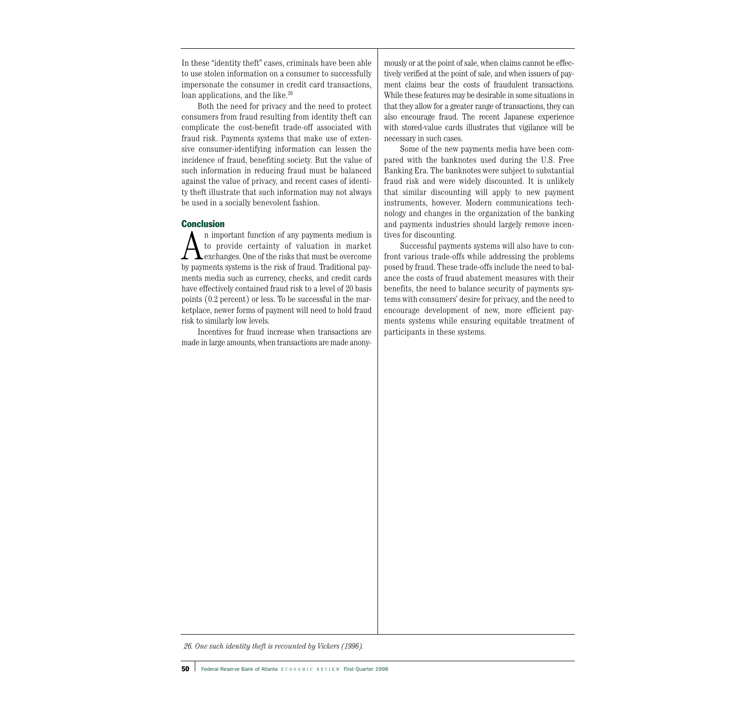In these "identity theft" cases, criminals have been able to use stolen information on a consumer to successfully impersonate the consumer in credit card transactions, loan applications, and the like.[26]

Both the need for privacy and the need to protect consumers from fraud resulting from identity theft can complicate the cost-benefit trade-off associated with fraud risk. Payments systems that make use of extensive consumer-identifying information can lessen the incidence of fraud, benefiting society. But the value of such information in reducing fraud must be balanced against the value of privacy, and recent cases of identity theft illustrate that such information may not always be used in a socially benevolent fashion.

## Conclusion

An important function of any payments medium is to provide certainty of valuation in market exchanges. One of the risks that must be overcome by payments systems is the risk of fraud. Traditional payments media such as currency, checks, and credit cards have effectively contained fraud risk to a level of 20 basis points (0.2 percent) or less. To be successful in the marketplace, newer forms of payment will need to hold fraud risk to similarly low levels.

Incentives for fraud increase when transactions are made in large amounts, when transactions are made anonymously or at the point of sale, when claims cannot be effectively verified at the point of sale, and when issuers of payment claims bear the costs of fraudulent transactions. While these features may be desirable in some situations in that they allow for a greater range of transactions, they can also encourage fraud. The recent Japanese experience with stored-value cards illustrates that vigilance will be necessary in such cases.

Some of the new payments media have been compared with the banknotes used during the U.S. Free Banking Era. The banknotes were subject to substantial fraud risk and were widely discounted. It is unlikely that similar discounting will apply to new payment instruments, however. Modern communications technology and changes in the organization of the banking and payments industries should largely remove incentives for discounting.

Successful payments systems will also have to confront various trade-offs while addressing the problems posed by fraud. These trade-offs include the need to balance the costs of fraud abatement measures with their benefits, the need to balance security of payments systems with consumers' desire for privacy, and the need to encourage development of new, more efficient payments systems while ensuring equitable treatment of participants in these systems.

*26. One such identity theft is recounted by Vickers (1996).*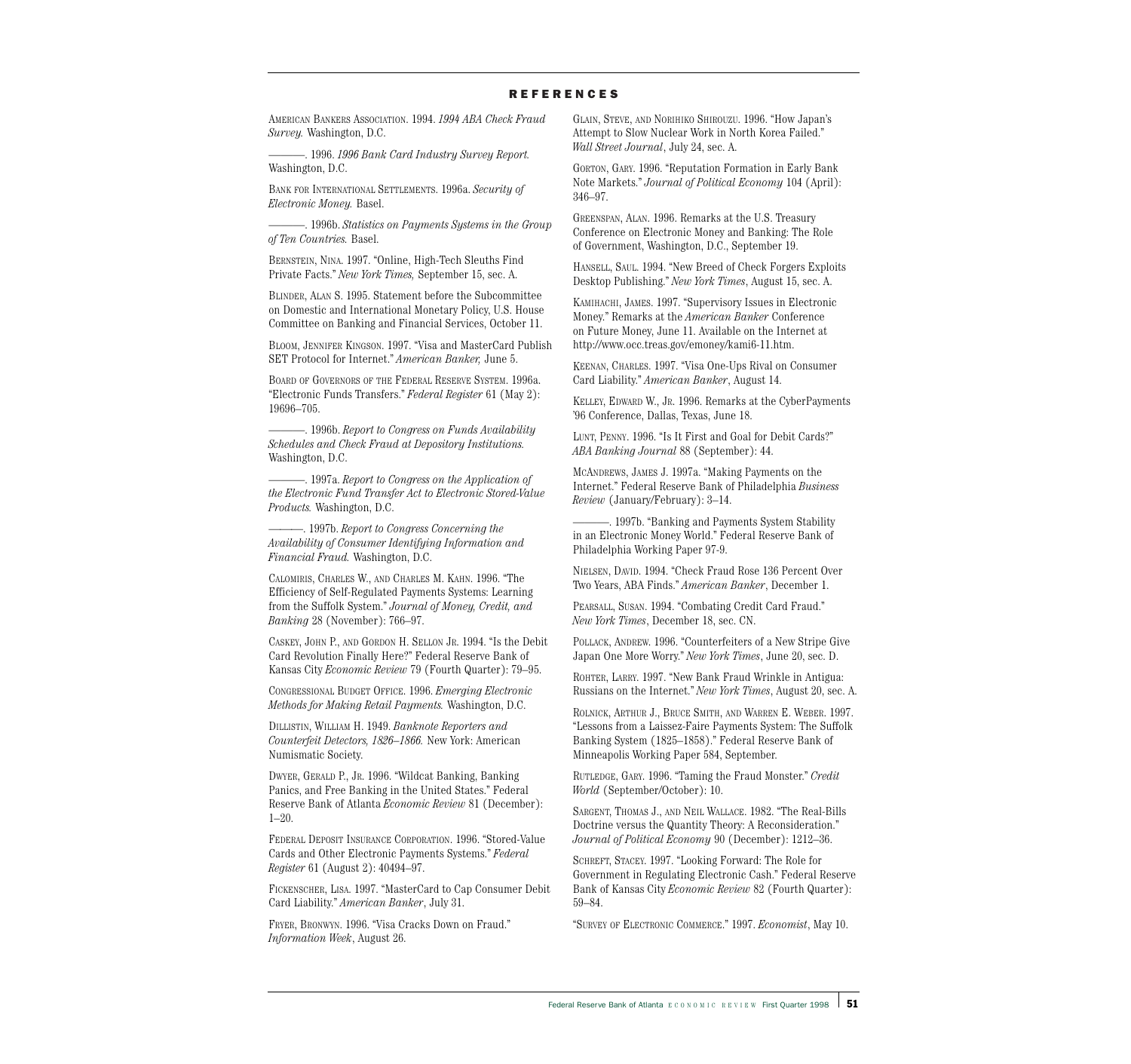## REFERENCES

AMERICAN BANKERS ASSOCIATION. 1994. *1994 ABA Check Fraud Survey.* Washington, D.C.

———. 1996. *1996 Bank Card Industry Survey Report.* Washington, D.C.

BANK FOR INTERNATIONAL SETTLEMENTS. 1996a. *Security of Electronic Money.* Basel.

———. 1996b. *Statistics on Payments Systems in the Group of Ten Countries.* Basel.

BERNSTEIN, NINA. 1997. "Online, High-Tech Sleuths Find Private Facts." *New York Times,* September 15, sec. A.

BLINDER, ALAN S. 1995. Statement before the Subcommittee on Domestic and International Monetary Policy, U.S. House Committee on Banking and Financial Services, October 11.

BLOOM, JENNIFER KINGSON. 1997. "Visa and MasterCard Publish SET Protocol for Internet." *American Banker,* June 5.

BOARD OF GOVERNORS OF THE FEDERAL RESERVE SYSTEM. 1996a. "Electronic Funds Transfers." *Federal Register* 61 (May 2): 19696–705.

———. 1996b. *Report to Congress on Funds Availability Schedules and Check Fraud at Depository Institutions.* Washington, D.C.

———. 1997a. *Report to Congress on the Application of the Electronic Fund Transfer Act to Electronic Stored-Value Products.* Washington, D.C.

———. 1997b. *Report to Congress Concerning the Availability of Consumer Identifying Information and Financial Fraud.* Washington, D.C.

CALOMIRIS, CHARLES W., AND CHARLES M. KAHN. 1996. "The Efficiency of Self-Regulated Payments Systems: Learning from the Suffolk System." *Journal of Money, Credit, and Banking* 28 (November): 766–97.

CASKEY, JOHN P., AND GORDON H. SELLON JR. 1994. "Is the Debit Card Revolution Finally Here?" Federal Reserve Bank of Kansas City *Economic Review* 79 (Fourth Quarter): 79–95.

CONGRESSIONAL BUDGET OFFICE. 1996. *Emerging Electronic Methods for Making Retail Payments.* Washington, D.C.

DILLISTIN, WILLIAM H. 1949. *Banknote Reporters and Counterfeit Detectors, 1826–1866.* New York: American Numismatic Society.

DWYER, GERALD P., JR. 1996. "Wildcat Banking, Banking Panics, and Free Banking in the United States." Federal Reserve Bank of Atlanta *Economic Review* 81 (December): 1–20.

FEDERAL DEPOSIT INSURANCE CORPORATION. 1996. "Stored-Value Cards and Other Electronic Payments Systems." *Federal Register* 61 (August 2): 40494–97.

FICKENSCHER, LISA. 1997. "MasterCard to Cap Consumer Debit Card Liability." *American Banker*, July 31.

FRYER, BRONWYN. 1996. "Visa Cracks Down on Fraud." *Information Week*, August 26.

GLAIN, STEVE, AND NORIHIKO SHIROUZU. 1996. "How Japan's Attempt to Slow Nuclear Work in North Korea Failed." *Wall Street Journal*, July 24, sec. A.

GORTON, GARY. 1996. "Reputation Formation in Early Bank Note Markets." *Journal of Political Economy* 104 (April): 346–97.

GREENSPAN, ALAN. 1996. Remarks at the U.S. Treasury Conference on Electronic Money and Banking: The Role of Government, Washington, D.C., September 19.

HANSELL, SAUL. 1994. "New Breed of Check Forgers Exploits Desktop Publishing." *New York Times*, August 15, sec. A.

KAMIHACHI, JAMES. 1997. "Supervisory Issues in Electronic Money." Remarks at the *American Banker* Conference on Future Money, June 11. Available on the Internet at http://www.occ.treas.gov/emoney/kami6-11.htm.

KEENAN, CHARLES. 1997. "Visa One-Ups Rival on Consumer Card Liability." *American Banker*, August 14.

KELLEY, EDWARD W., JR. 1996. Remarks at the CyberPayments '96 Conference, Dallas, Texas, June 18.

LUNT, PENNY. 1996. "Is It First and Goal for Debit Cards?" *ABA Banking Journal* 88 (September): 44.

MCANDREWS, JAMES J. 1997a. "Making Payments on the Internet." Federal Reserve Bank of Philadelphia *Business Review* (January/February): 3–14.

———. 1997b. "Banking and Payments System Stability in an Electronic Money World." Federal Reserve Bank of Philadelphia Working Paper 97-9.

NIELSEN, DAVID. 1994. "Check Fraud Rose 136 Percent Over Two Years, ABA Finds." *American Banker*, December 1.

PEARSALL, SUSAN. 1994. "Combating Credit Card Fraud." *New York Times*, December 18, sec. CN.

POLLACK, ANDREW. 1996. "Counterfeiters of a New Stripe Give Japan One More Worry." *New York Times*, June 20, sec. D.

ROHTER, LARRY. 1997. "New Bank Fraud Wrinkle in Antigua: Russians on the Internet." *New York Times*, August 20, sec. A.

ROLNICK, ARTHUR J., BRUCE SMITH, AND WARREN E. WEBER. 1997. "Lessons from a Laissez-Faire Payments System: The Suffolk Banking System (1825–1858)." Federal Reserve Bank of Minneapolis Working Paper 584, September.

RUTLEDGE, GARY. 1996. "Taming the Fraud Monster." *Credit World* (September/October): 10.

SARGENT, THOMAS J., AND NEIL WALLACE. 1982. "The Real-Bills Doctrine versus the Quantity Theory: A Reconsideration." *Journal of Political Economy* 90 (December): 1212–36.

SCHREFT, STACEY. 1997. "Looking Forward: The Role for Government in Regulating Electronic Cash." Federal Reserve Bank of Kansas City *Economic Review* 82 (Fourth Quarter): 59–84.

"SURVEY OF ELECTRONIC COMMERCE." 1997. *Economist*, May 10.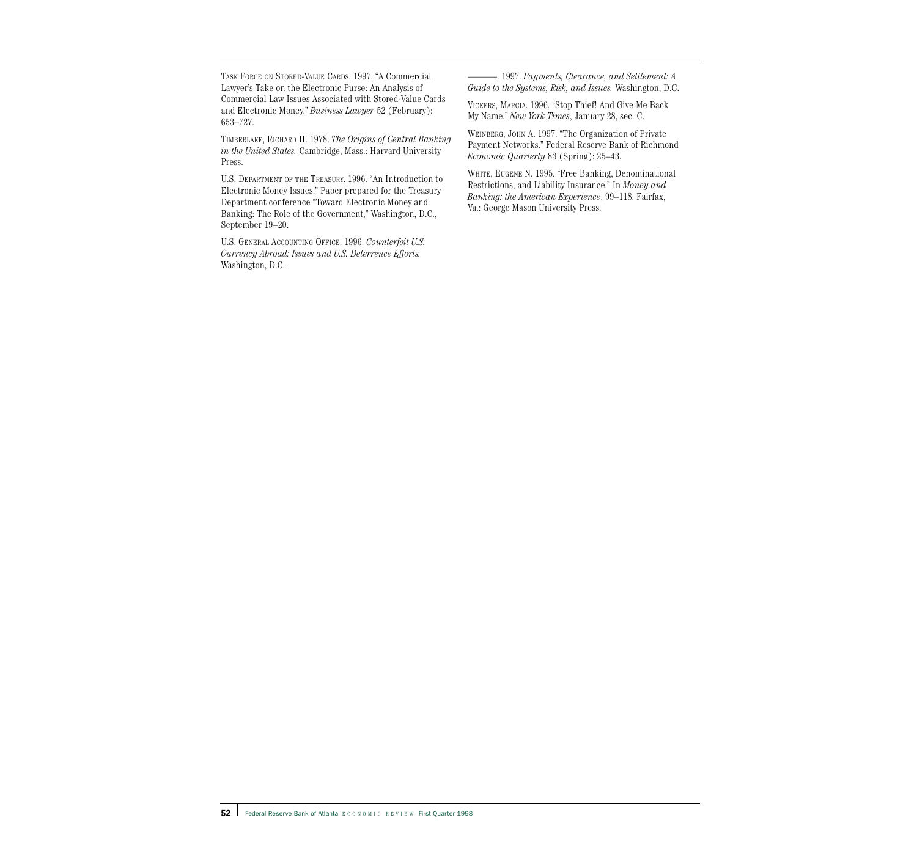Task Force on Stored-Value Cards. 1997. "A Commercial Lawyer's Take on the Electronic Purse: An Analysis of Commercial Law Issues Associated with Stored-Value Cards and Electronic Money." *Business Lawyer* 52 (February): 653–727.

Timberlake, Richard H. 1978. *The Origins of Central Banking in the United States.* Cambridge, Mass.: Harvard University Press.

U.S. Department of the Treasury. 1996. "An Introduction to Electronic Money Issues." Paper prepared for the Treasury Department conference "Toward Electronic Money and Banking: The Role of the Government," Washington, D.C., September 19–20.

U.S. General Accounting Office. 1996. *Counterfeit U.S. Currency Abroad: Issues and U.S. Deterrence Efforts.* Washington, D.C.

———. 1997. *Payments, Clearance, and Settlement: A Guide to the Systems, Risk, and Issues.* Washington, D.C.

Vickers, Marcia. 1996. "Stop Thief! And Give Me Back My Name." *New York Times*, January 28, sec. C.

Weinberg, John A. 1997. "The Organization of Private Payment Networks." Federal Reserve Bank of Richmond *Economic Quarterly* 83 (Spring): 25–43.

White, Eugene N. 1995. "Free Banking, Denominational Restrictions, and Liability Insurance." In *Money and Banking: the American Experience*, 99–118. Fairfax, Va.: George Mason University Press.